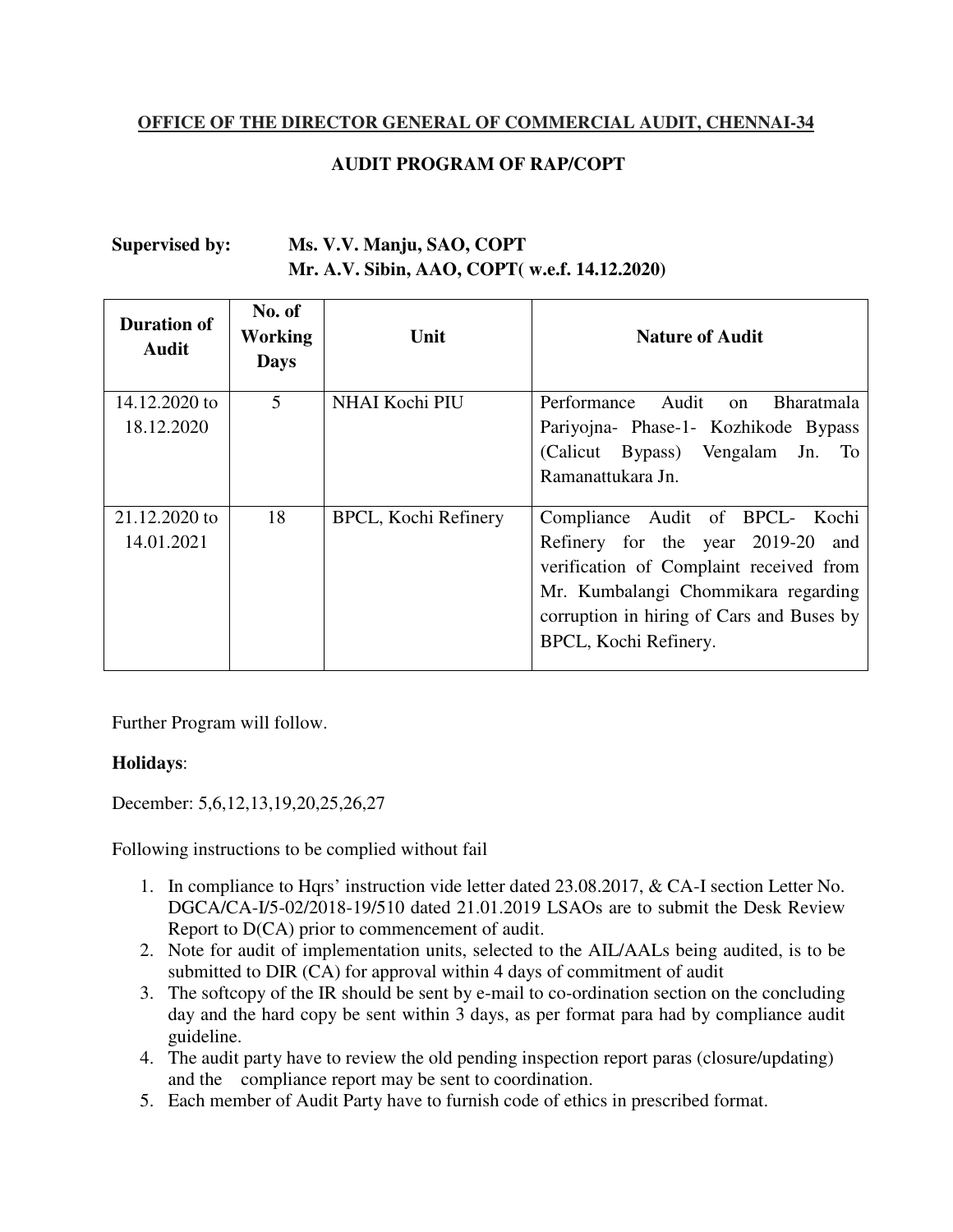**OFFICE OF THE DIRECTOR GENERAL OF COMMERCIAL AUDIT, CHENNAI-34**

**AUDIT PROGRAM OF RAP/COPT**

**Supervised by:** **Ms. V.V. Manju, SAO, COPT**
**Mr. A.V. Sibin, AAO, COPT( w.e.f. 14.12.2020)**

| Duration of Audit | No. of Working Days | Unit | Nature of Audit |
|---|---|---|---|
| 14.12.2020 to 18.12.2020 | 5 | NHAI Kochi PIU | Performance Audit on Bharatmala Pariyojna- Phase-1- Kozhikode Bypass (Calicut Bypass) Vengalam Jn. To Ramanattukara Jn. |
| 21.12.2020 to 14.01.2021 | 18 | BPCL, Kochi Refinery | Compliance Audit of BPCL- Kochi Refinery for the year 2019-20 and verification of Complaint received from Mr. Kumbalangi Chommikara regarding corruption in hiring of Cars and Buses by BPCL, Kochi Refinery. |

Further Program will follow.

**Holidays**:

December: 5,6,12,13,19,20,25,26,27

Following instructions to be complied without fail

1. In compliance to Hqrs' instruction vide letter dated 23.08.2017, & CA-I section Letter No. DGCA/CA-I/5-02/2018-19/510 dated 21.01.2019 LSAOs are to submit the Desk Review Report to D(CA) prior to commencement of audit.
2. Note for audit of implementation units, selected to the AIL/AALs being audited, is to be submitted to DIR (CA) for approval within 4 days of commitment of audit
3. The softcopy of the IR should be sent by e-mail to co-ordination section on the concluding day and the hard copy be sent within 3 days, as per format para had by compliance audit guideline.
4. The audit party have to review the old pending inspection report paras (closure/updating) and the compliance report may be sent to coordination.
5. Each member of Audit Party have to furnish code of ethics in prescribed format.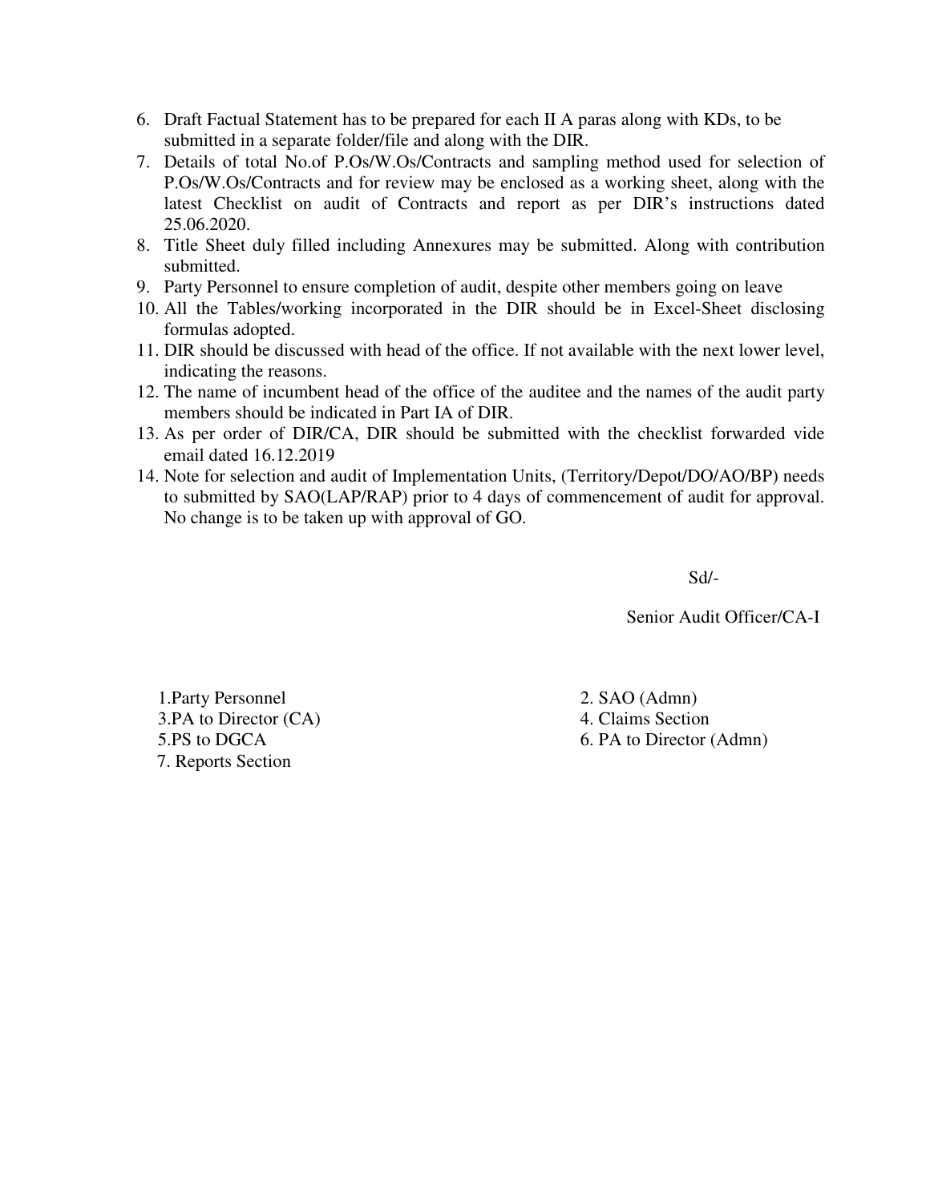6. Draft Factual Statement has to be prepared for each II A paras along with KDs, to be submitted in a separate folder/file and along with the DIR.
7. Details of total No.of P.Os/W.Os/Contracts and sampling method used for selection of P.Os/W.Os/Contracts and for review may be enclosed as a working sheet, along with the latest Checklist on audit of Contracts and report as per DIR's instructions dated 25.06.2020.
8. Title Sheet duly filled including Annexures may be submitted. Along with contribution submitted.
9. Party Personnel to ensure completion of audit, despite other members going on leave
10. All the Tables/working incorporated in the DIR should be in Excel-Sheet disclosing formulas adopted.
11. DIR should be discussed with head of the office. If not available with the next lower level, indicating the reasons.
12. The name of incumbent head of the office of the auditee and the names of the audit party members should be indicated in Part IA of DIR.
13. As per order of DIR/CA, DIR should be submitted with the checklist forwarded vide email dated 16.12.2019
14. Note for selection and audit of Implementation Units, (Territory/Depot/DO/AO/BP) needs to submitted by SAO(LAP/RAP) prior to 4 days of commencement of audit for approval. No change is to be taken up with approval of GO.

Sd/-

Senior Audit Officer/CA-I

1. Party Personnel
2. SAO (Admn)
3. PA to Director (CA)
4. Claims Section
5. PS to DGCA
6. PA to Director (Admn)
7. Reports Section